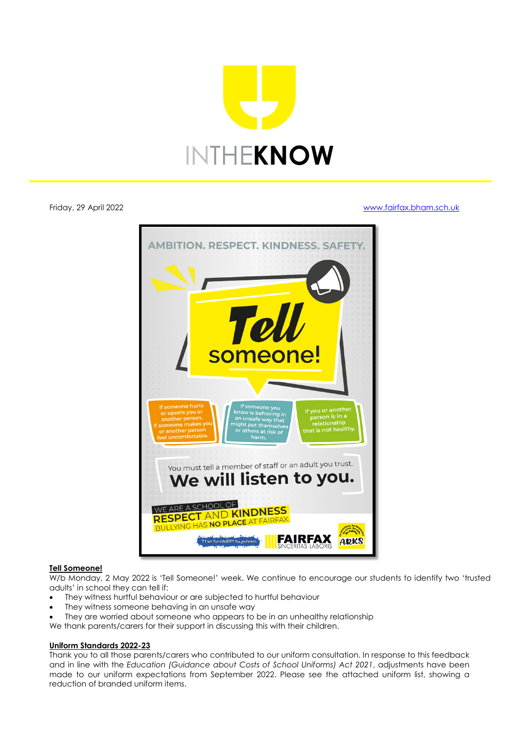# INTHEKNOW

Friday, 29 April 2022 www.fairfax.bham.sch.uk

AMBITION. RESPECT. KINDNESS. SAFETY.

**Tell someone!**

If someone hurts or upsets you or another person. If someone makes you or another person feel uncomfortable.

If someone you know is behaving in an unsafe way that might put themselves or others at risk of harm.

If you or another person is in a relationship that is not healthy.

You must tell a member of staff or an adult you trust.

**We will listen to you.**

WE ARE A SCHOOL OF RESPECT AND KINDNESS
BULLYING HAS NO PLACE AT FAIRFAX

The SHARP System | FAIRFAX SINCERITAS LABORIS | ARKS

## Tell Someone!

W/b Monday, 2 May 2022 is 'Tell Someone!' week. We continue to encourage our students to identify two 'trusted adults' in school they can tell if:

- They witness hurtful behaviour or are subjected to hurtful behaviour
- They witness someone behaving in an unsafe way
- They are worried about someone who appears to be in an unhealthy relationship

We thank parents/carers for their support in discussing this with their children.

## Uniform Standards 2022-23

Thank you to all those parents/carers who contributed to our uniform consultation. In response to this feedback and in line with the *Education (Guidance about Costs of School Uniforms) Act 2021*, adjustments have been made to our uniform expectations from September 2022. Please see the attached uniform list, showing a reduction of branded uniform items.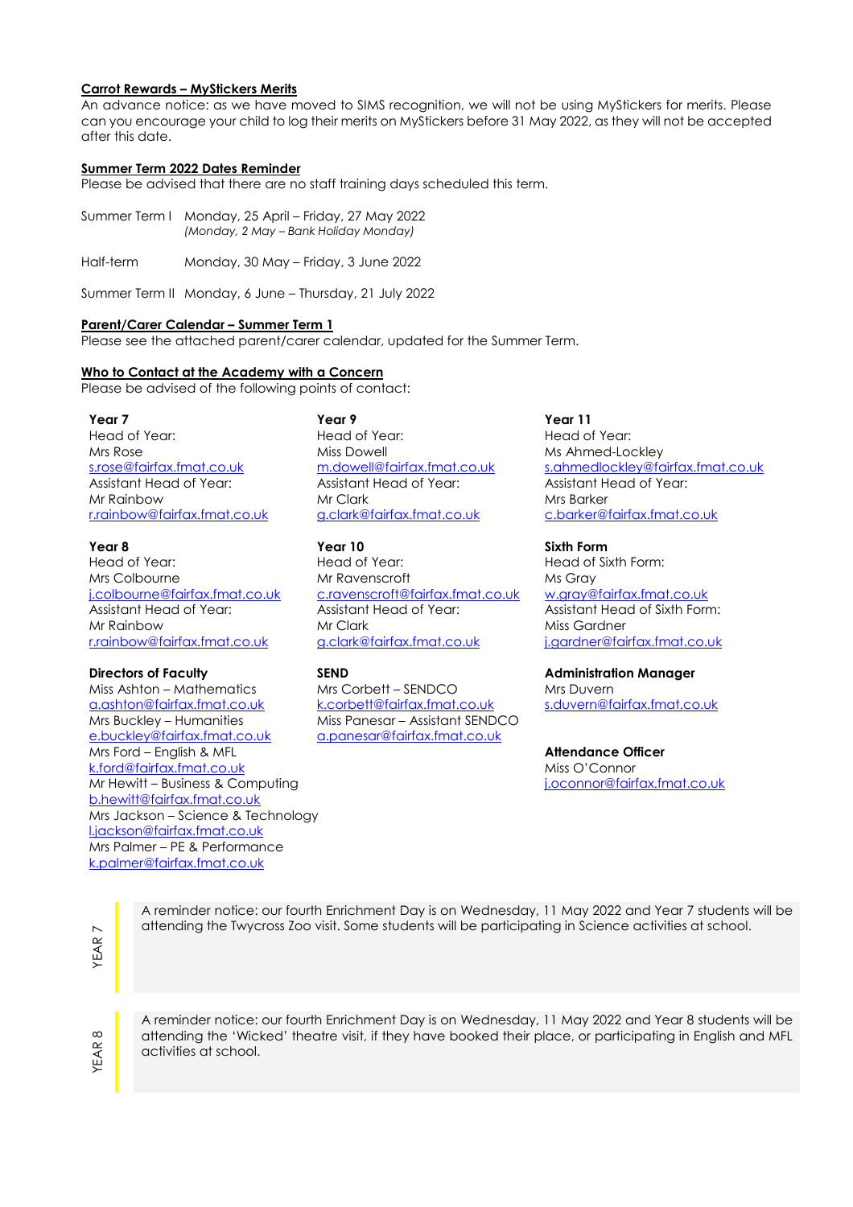### Carrot Rewards – MyStickers Merits

An advance notice: as we have moved to SIMS recognition, we will not be using MyStickers for merits. Please can you encourage your child to log their merits on MyStickers before 31 May 2022, as they will not be accepted after this date.

### Summer Term 2022 Dates Reminder

Please be advised that there are no staff training days scheduled this term.

Summer Term I   Monday, 25 April – Friday, 27 May 2022
*(Monday, 2 May – Bank Holiday Monday)*

Half-term   Monday, 30 May – Friday, 3 June 2022

Summer Term II   Monday, 6 June – Thursday, 21 July 2022

### Parent/Carer Calendar – Summer Term 1

Please see the attached parent/carer calendar, updated for the Summer Term.

### Who to Contact at the Academy with a Concern

Please be advised of the following points of contact:

**Year 7**
Head of Year:
Mrs Rose
s.rose@fairfax.fmat.co.uk
Assistant Head of Year:
Mr Rainbow
r.rainbow@fairfax.fmat.co.uk

**Year 8**
Head of Year:
Mrs Colbourne
j.colbourne@fairfax.fmat.co.uk
Assistant Head of Year:
Mr Rainbow
r.rainbow@fairfax.fmat.co.uk

**Directors of Faculty**
Miss Ashton – Mathematics
a.ashton@fairfax.fmat.co.uk
Mrs Buckley – Humanities
e.buckley@fairfax.fmat.co.uk
Mrs Ford – English & MFL
k.ford@fairfax.fmat.co.uk
Mr Hewitt – Business & Computing
b.hewitt@fairfax.fmat.co.uk
Mrs Jackson – Science & Technology
l.jackson@fairfax.fmat.co.uk
Mrs Palmer – PE & Performance
k.palmer@fairfax.fmat.co.uk

**Year 9**
Head of Year:
Miss Dowell
m.dowell@fairfax.fmat.co.uk
Assistant Head of Year:
Mr Clark
g.clark@fairfax.fmat.co.uk

**Year 10**
Head of Year:
Mr Ravenscroft
c.ravenscroft@fairfax.fmat.co.uk
Assistant Head of Year:
Mr Clark
g.clark@fairfax.fmat.co.uk

**SEND**
Mrs Corbett – SENDCO
k.corbett@fairfax.fmat.co.uk
Miss Panesar – Assistant SENDCO
a.panesar@fairfax.fmat.co.uk

**Year 11**
Head of Year:
Ms Ahmed-Lockley
s.ahmedlockley@fairfax.fmat.co.uk
Assistant Head of Year:
Mrs Barker
c.barker@fairfax.fmat.co.uk

**Sixth Form**
Head of Sixth Form:
Ms Gray
w.gray@fairfax.fmat.co.uk
Assistant Head of Sixth Form:
Miss Gardner
j.gardner@fairfax.fmat.co.uk

**Administration Manager**
Mrs Duvern
s.duvern@fairfax.fmat.co.uk

**Attendance Officer**
Miss O'Connor
j.oconnor@fairfax.fmat.co.uk

**YEAR 7**

A reminder notice: our fourth Enrichment Day is on Wednesday, 11 May 2022 and Year 7 students will be attending the Twycross Zoo visit. Some students will be participating in Science activities at school.

**YEAR 8**

A reminder notice: our fourth Enrichment Day is on Wednesday, 11 May 2022 and Year 8 students will be attending the 'Wicked' theatre visit, if they have booked their place, or participating in English and MFL activities at school.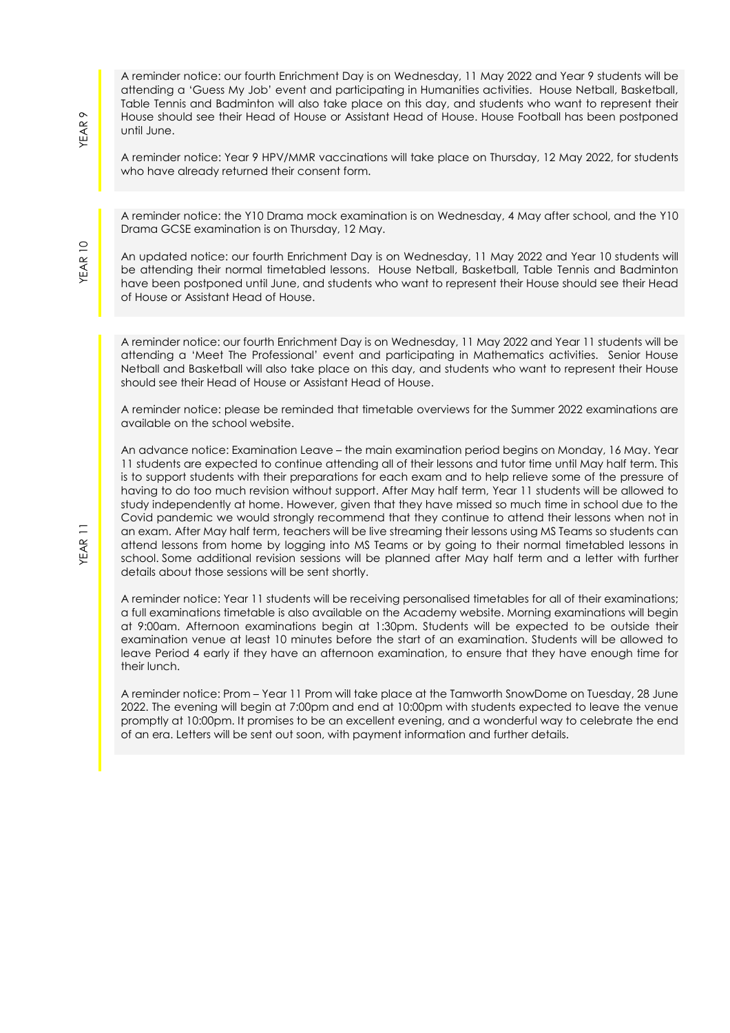## YEAR 9

A reminder notice: our fourth Enrichment Day is on Wednesday, 11 May 2022 and Year 9 students will be attending a 'Guess My Job' event and participating in Humanities activities. House Netball, Basketball, Table Tennis and Badminton will also take place on this day, and students who want to represent their House should see their Head of House or Assistant Head of House. House Football has been postponed until June.

A reminder notice: Year 9 HPV/MMR vaccinations will take place on Thursday, 12 May 2022, for students who have already returned their consent form.

## YEAR 10

A reminder notice: the Y10 Drama mock examination is on Wednesday, 4 May after school, and the Y10 Drama GCSE examination is on Thursday, 12 May.

An updated notice: our fourth Enrichment Day is on Wednesday, 11 May 2022 and Year 10 students will be attending their normal timetabled lessons. House Netball, Basketball, Table Tennis and Badminton have been postponed until June, and students who want to represent their House should see their Head of House or Assistant Head of House.

## YEAR 11

A reminder notice: our fourth Enrichment Day is on Wednesday, 11 May 2022 and Year 11 students will be attending a 'Meet The Professional' event and participating in Mathematics activities. Senior House Netball and Basketball will also take place on this day, and students who want to represent their House should see their Head of House or Assistant Head of House.

A reminder notice: please be reminded that timetable overviews for the Summer 2022 examinations are available on the school website.

An advance notice: Examination Leave – the main examination period begins on Monday, 16 May. Year 11 students are expected to continue attending all of their lessons and tutor time until May half term. This is to support students with their preparations for each exam and to help relieve some of the pressure of having to do too much revision without support. After May half term, Year 11 students will be allowed to study independently at home. However, given that they have missed so much time in school due to the Covid pandemic we would strongly recommend that they continue to attend their lessons when not in an exam. After May half term, teachers will be live streaming their lessons using MS Teams so students can attend lessons from home by logging into MS Teams or by going to their normal timetabled lessons in school. Some additional revision sessions will be planned after May half term and a letter with further details about those sessions will be sent shortly.

A reminder notice: Year 11 students will be receiving personalised timetables for all of their examinations; a full examinations timetable is also available on the Academy website. Morning examinations will begin at 9:00am. Afternoon examinations begin at 1:30pm. Students will be expected to be outside their examination venue at least 10 minutes before the start of an examination. Students will be allowed to leave Period 4 early if they have an afternoon examination, to ensure that they have enough time for their lunch.

A reminder notice: Prom – Year 11 Prom will take place at the Tamworth SnowDome on Tuesday, 28 June 2022. The evening will begin at 7:00pm and end at 10:00pm with students expected to leave the venue promptly at 10:00pm. It promises to be an excellent evening, and a wonderful way to celebrate the end of an era. Letters will be sent out soon, with payment information and further details.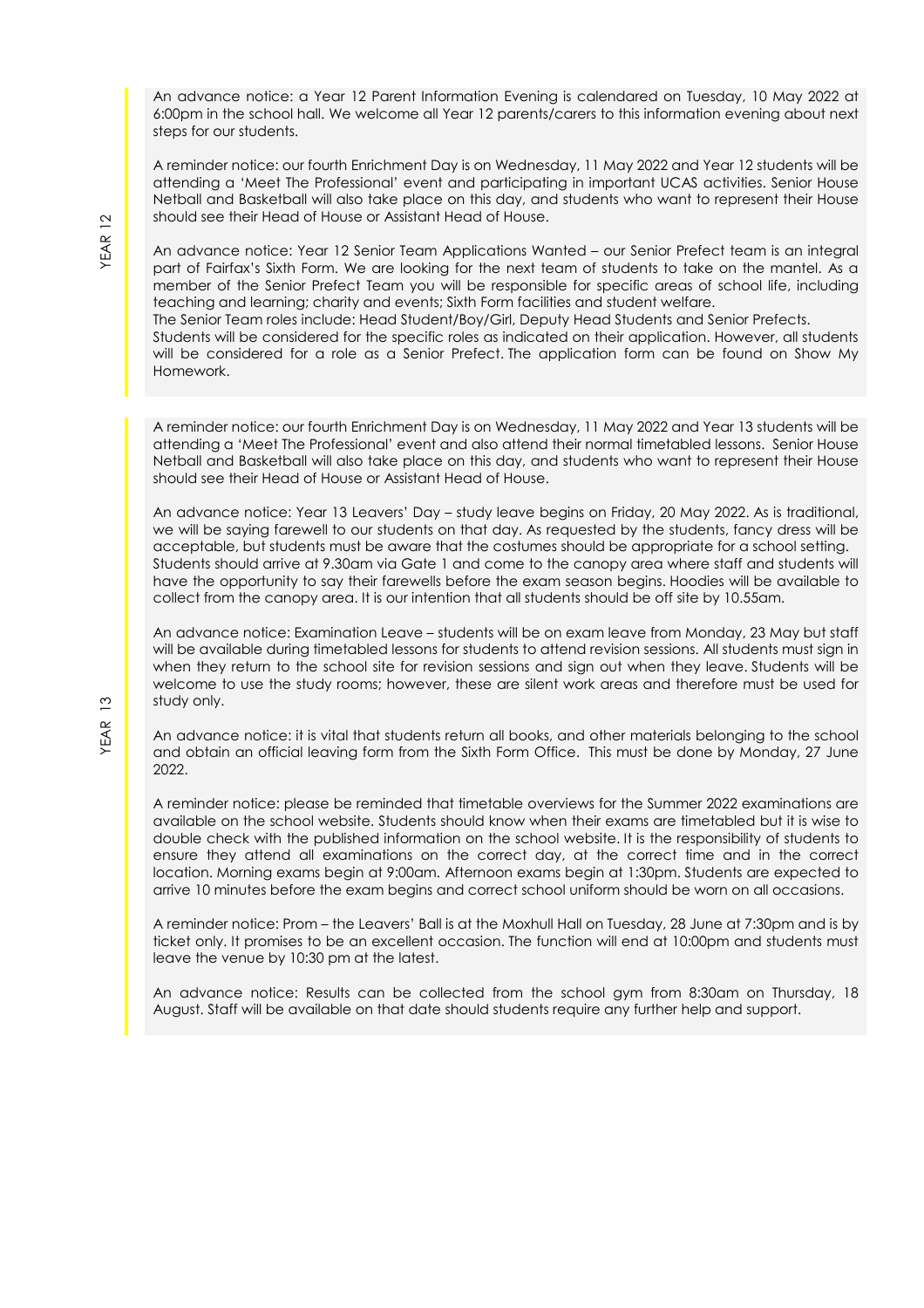## YEAR 12

An advance notice: a Year 12 Parent Information Evening is calendared on Tuesday, 10 May 2022 at 6:00pm in the school hall. We welcome all Year 12 parents/carers to this information evening about next steps for our students.

A reminder notice: our fourth Enrichment Day is on Wednesday, 11 May 2022 and Year 12 students will be attending a 'Meet The Professional' event and participating in important UCAS activities. Senior House Netball and Basketball will also take place on this day, and students who want to represent their House should see their Head of House or Assistant Head of House.

An advance notice: Year 12 Senior Team Applications Wanted – our Senior Prefect team is an integral part of Fairfax's Sixth Form. We are looking for the next team of students to take on the mantel. As a member of the Senior Prefect Team you will be responsible for specific areas of school life, including teaching and learning; charity and events; Sixth Form facilities and student welfare.
The Senior Team roles include: Head Student/Boy/Girl, Deputy Head Students and Senior Prefects.
Students will be considered for the specific roles as indicated on their application. However, all students will be considered for a role as a Senior Prefect. The application form can be found on Show My Homework.

## YEAR 13

A reminder notice: our fourth Enrichment Day is on Wednesday, 11 May 2022 and Year 13 students will be attending a 'Meet The Professional' event and also attend their normal timetabled lessons. Senior House Netball and Basketball will also take place on this day, and students who want to represent their House should see their Head of House or Assistant Head of House.

An advance notice: Year 13 Leavers' Day – study leave begins on Friday, 20 May 2022. As is traditional, we will be saying farewell to our students on that day. As requested by the students, fancy dress will be acceptable, but students must be aware that the costumes should be appropriate for a school setting.
Students should arrive at 9.30am via Gate 1 and come to the canopy area where staff and students will have the opportunity to say their farewells before the exam season begins. Hoodies will be available to collect from the canopy area. It is our intention that all students should be off site by 10.55am.

An advance notice: Examination Leave – students will be on exam leave from Monday, 23 May but staff will be available during timetabled lessons for students to attend revision sessions. All students must sign in when they return to the school site for revision sessions and sign out when they leave. Students will be welcome to use the study rooms; however, these are silent work areas and therefore must be used for study only.

An advance notice: it is vital that students return all books, and other materials belonging to the school and obtain an official leaving form from the Sixth Form Office. This must be done by Monday, 27 June 2022.

A reminder notice: please be reminded that timetable overviews for the Summer 2022 examinations are available on the school website. Students should know when their exams are timetabled but it is wise to double check with the published information on the school website. It is the responsibility of students to ensure they attend all examinations on the correct day, at the correct time and in the correct location. Morning exams begin at 9:00am. Afternoon exams begin at 1:30pm. Students are expected to arrive 10 minutes before the exam begins and correct school uniform should be worn on all occasions.

A reminder notice: Prom – the Leavers' Ball is at the Moxhull Hall on Tuesday, 28 June at 7:30pm and is by ticket only. It promises to be an excellent occasion. The function will end at 10:00pm and students must leave the venue by 10:30 pm at the latest.

An advance notice: Results can be collected from the school gym from 8:30am on Thursday, 18 August. Staff will be available on that date should students require any further help and support.